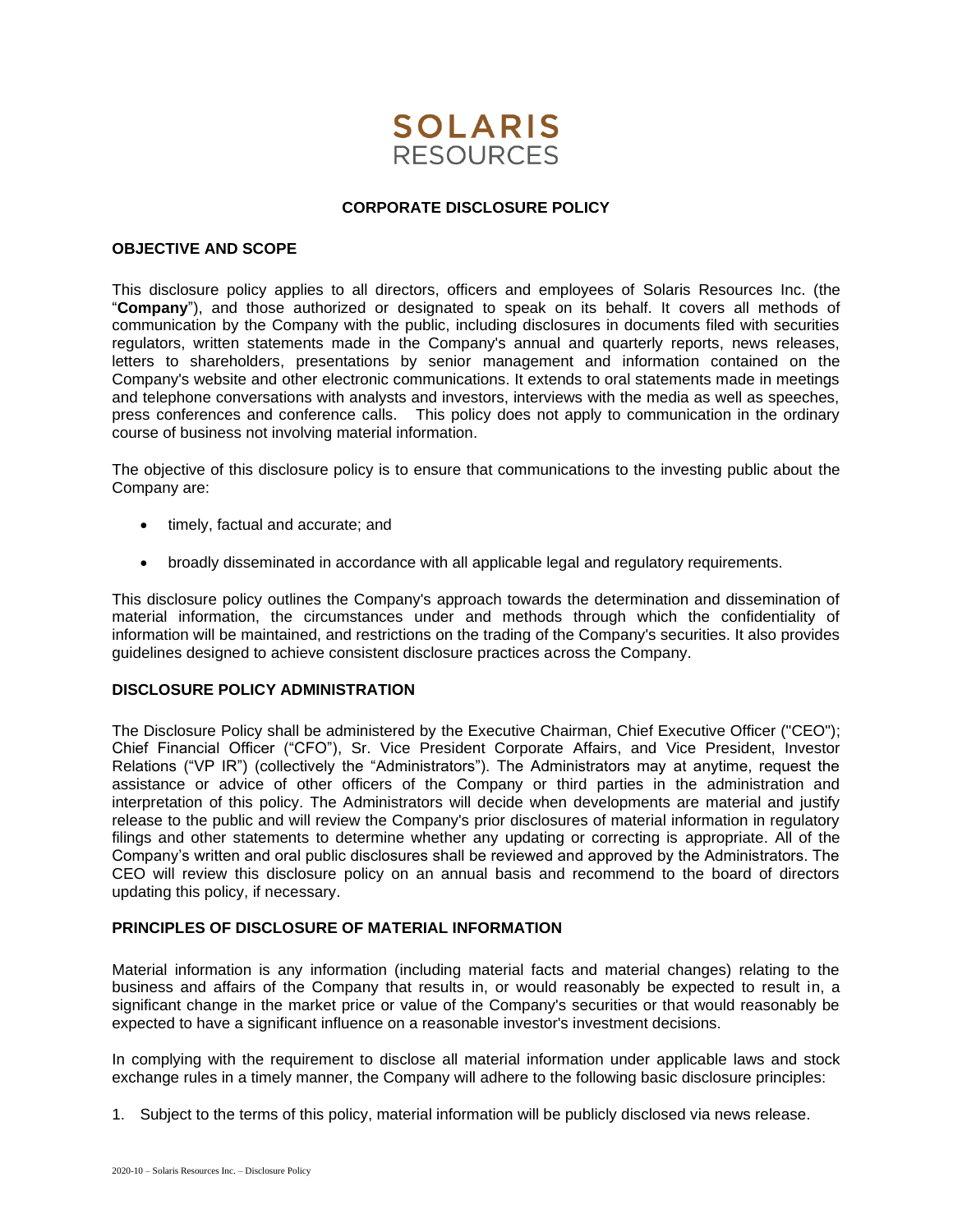**SOLARIS**
RESOURCES

# CORPORATE DISCLOSURE POLICY

## OBJECTIVE AND SCOPE

This disclosure policy applies to all directors, officers and employees of Solaris Resources Inc. (the "**Company**"), and those authorized or designated to speak on its behalf. It covers all methods of communication by the Company with the public, including disclosures in documents filed with securities regulators, written statements made in the Company's annual and quarterly reports, news releases, letters to shareholders, presentations by senior management and information contained on the Company's website and other electronic communications. It extends to oral statements made in meetings and telephone conversations with analysts and investors, interviews with the media as well as speeches, press conferences and conference calls. This policy does not apply to communication in the ordinary course of business not involving material information.

The objective of this disclosure policy is to ensure that communications to the investing public about the Company are:

- timely, factual and accurate; and
- broadly disseminated in accordance with all applicable legal and regulatory requirements.

This disclosure policy outlines the Company's approach towards the determination and dissemination of material information, the circumstances under and methods through which the confidentiality of information will be maintained, and restrictions on the trading of the Company's securities. It also provides guidelines designed to achieve consistent disclosure practices across the Company.

## DISCLOSURE POLICY ADMINISTRATION

The Disclosure Policy shall be administered by the Executive Chairman, Chief Executive Officer ("CEO"); Chief Financial Officer ("CFO"), Sr. Vice President Corporate Affairs, and Vice President, Investor Relations ("VP IR") (collectively the "Administrators"). The Administrators may at anytime, request the assistance or advice of other officers of the Company or third parties in the administration and interpretation of this policy. The Administrators will decide when developments are material and justify release to the public and will review the Company's prior disclosures of material information in regulatory filings and other statements to determine whether any updating or correcting is appropriate. All of the Company's written and oral public disclosures shall be reviewed and approved by the Administrators. The CEO will review this disclosure policy on an annual basis and recommend to the board of directors updating this policy, if necessary.

## PRINCIPLES OF DISCLOSURE OF MATERIAL INFORMATION

Material information is any information (including material facts and material changes) relating to the business and affairs of the Company that results in, or would reasonably be expected to result in, a significant change in the market price or value of the Company's securities or that would reasonably be expected to have a significant influence on a reasonable investor's investment decisions.

In complying with the requirement to disclose all material information under applicable laws and stock exchange rules in a timely manner, the Company will adhere to the following basic disclosure principles:

1. Subject to the terms of this policy, material information will be publicly disclosed via news release.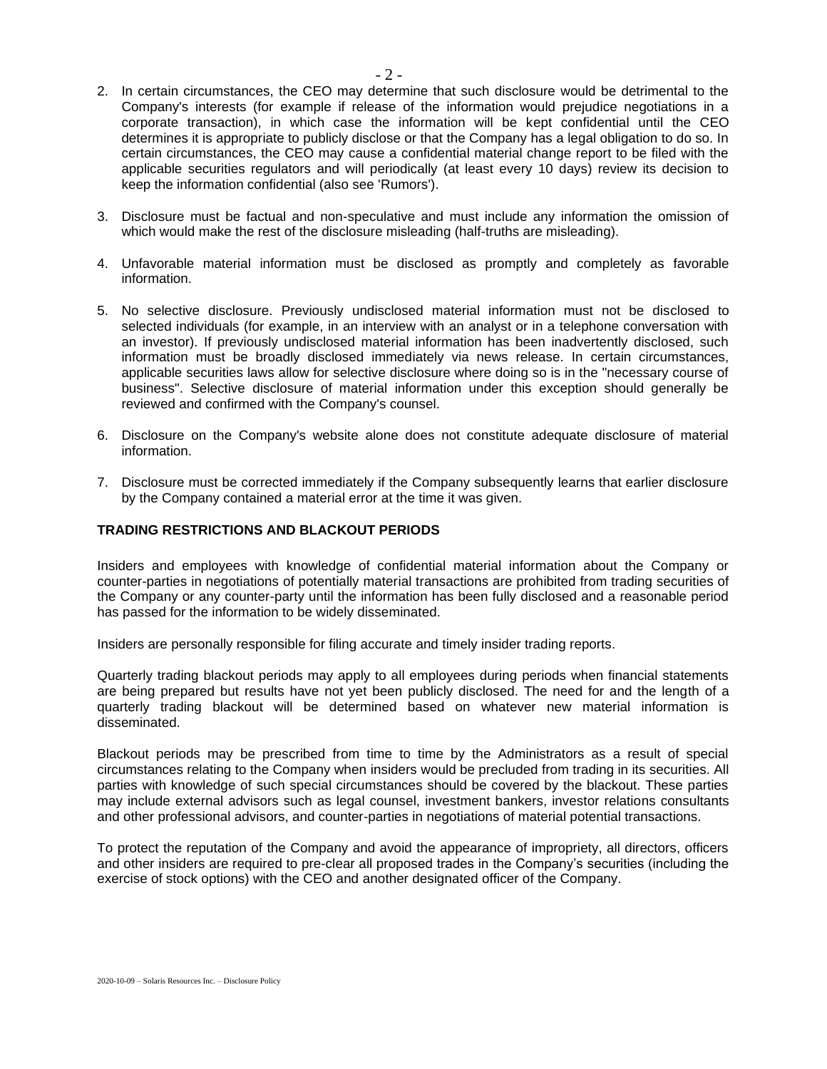2. In certain circumstances, the CEO may determine that such disclosure would be detrimental to the Company's interests (for example if release of the information would prejudice negotiations in a corporate transaction), in which case the information will be kept confidential until the CEO determines it is appropriate to publicly disclose or that the Company has a legal obligation to do so. In certain circumstances, the CEO may cause a confidential material change report to be filed with the applicable securities regulators and will periodically (at least every 10 days) review its decision to keep the information confidential (also see 'Rumors').

3. Disclosure must be factual and non-speculative and must include any information the omission of which would make the rest of the disclosure misleading (half-truths are misleading).

4. Unfavorable material information must be disclosed as promptly and completely as favorable information.

5. No selective disclosure. Previously undisclosed material information must not be disclosed to selected individuals (for example, in an interview with an analyst or in a telephone conversation with an investor). If previously undisclosed material information has been inadvertently disclosed, such information must be broadly disclosed immediately via news release. In certain circumstances, applicable securities laws allow for selective disclosure where doing so is in the "necessary course of business". Selective disclosure of material information under this exception should generally be reviewed and confirmed with the Company's counsel.

6. Disclosure on the Company's website alone does not constitute adequate disclosure of material information.

7. Disclosure must be corrected immediately if the Company subsequently learns that earlier disclosure by the Company contained a material error at the time it was given.

**TRADING RESTRICTIONS AND BLACKOUT PERIODS**

Insiders and employees with knowledge of confidential material information about the Company or counter-parties in negotiations of potentially material transactions are prohibited from trading securities of the Company or any counter-party until the information has been fully disclosed and a reasonable period has passed for the information to be widely disseminated.

Insiders are personally responsible for filing accurate and timely insider trading reports.

Quarterly trading blackout periods may apply to all employees during periods when financial statements are being prepared but results have not yet been publicly disclosed. The need for and the length of a quarterly trading blackout will be determined based on whatever new material information is disseminated.

Blackout periods may be prescribed from time to time by the Administrators as a result of special circumstances relating to the Company when insiders would be precluded from trading in its securities. All parties with knowledge of such special circumstances should be covered by the blackout. These parties may include external advisors such as legal counsel, investment bankers, investor relations consultants and other professional advisors, and counter-parties in negotiations of material potential transactions.

To protect the reputation of the Company and avoid the appearance of impropriety, all directors, officers and other insiders are required to pre-clear all proposed trades in the Company's securities (including the exercise of stock options) with the CEO and another designated officer of the Company.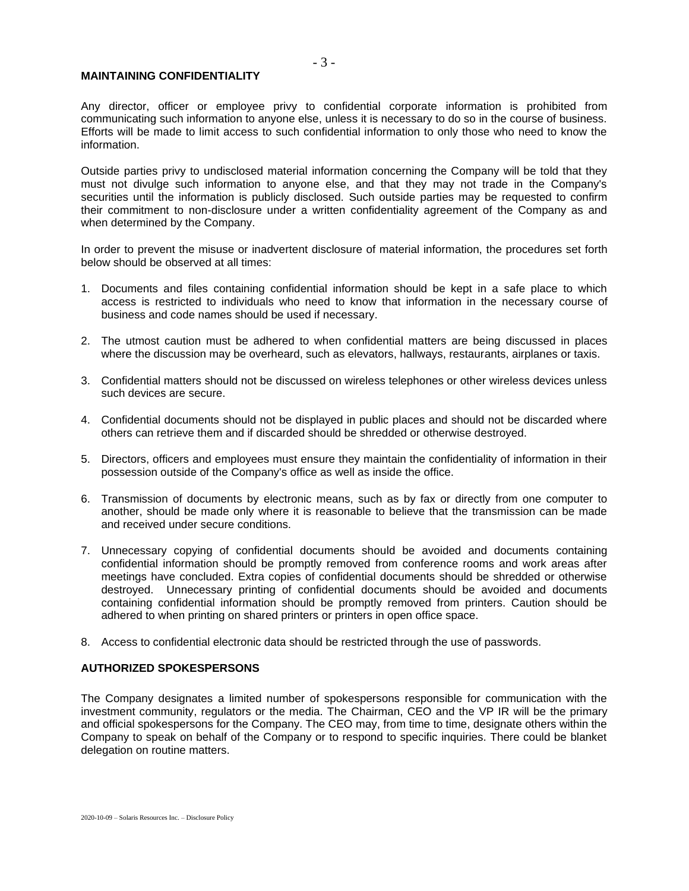## MAINTAINING CONFIDENTIALITY

Any director, officer or employee privy to confidential corporate information is prohibited from communicating such information to anyone else, unless it is necessary to do so in the course of business. Efforts will be made to limit access to such confidential information to only those who need to know the information.

Outside parties privy to undisclosed material information concerning the Company will be told that they must not divulge such information to anyone else, and that they may not trade in the Company's securities until the information is publicly disclosed. Such outside parties may be requested to confirm their commitment to non-disclosure under a written confidentiality agreement of the Company as and when determined by the Company.

In order to prevent the misuse or inadvertent disclosure of material information, the procedures set forth below should be observed at all times:

1. Documents and files containing confidential information should be kept in a safe place to which access is restricted to individuals who need to know that information in the necessary course of business and code names should be used if necessary.

2. The utmost caution must be adhered to when confidential matters are being discussed in places where the discussion may be overheard, such as elevators, hallways, restaurants, airplanes or taxis.

3. Confidential matters should not be discussed on wireless telephones or other wireless devices unless such devices are secure.

4. Confidential documents should not be displayed in public places and should not be discarded where others can retrieve them and if discarded should be shredded or otherwise destroyed.

5. Directors, officers and employees must ensure they maintain the confidentiality of information in their possession outside of the Company's office as well as inside the office.

6. Transmission of documents by electronic means, such as by fax or directly from one computer to another, should be made only where it is reasonable to believe that the transmission can be made and received under secure conditions.

7. Unnecessary copying of confidential documents should be avoided and documents containing confidential information should be promptly removed from conference rooms and work areas after meetings have concluded. Extra copies of confidential documents should be shredded or otherwise destroyed. Unnecessary printing of confidential documents should be avoided and documents containing confidential information should be promptly removed from printers. Caution should be adhered to when printing on shared printers or printers in open office space.

8. Access to confidential electronic data should be restricted through the use of passwords.

## AUTHORIZED SPOKESPERSONS

The Company designates a limited number of spokespersons responsible for communication with the investment community, regulators or the media. The Chairman, CEO and the VP IR will be the primary and official spokespersons for the Company. The CEO may, from time to time, designate others within the Company to speak on behalf of the Company or to respond to specific inquiries. There could be blanket delegation on routine matters.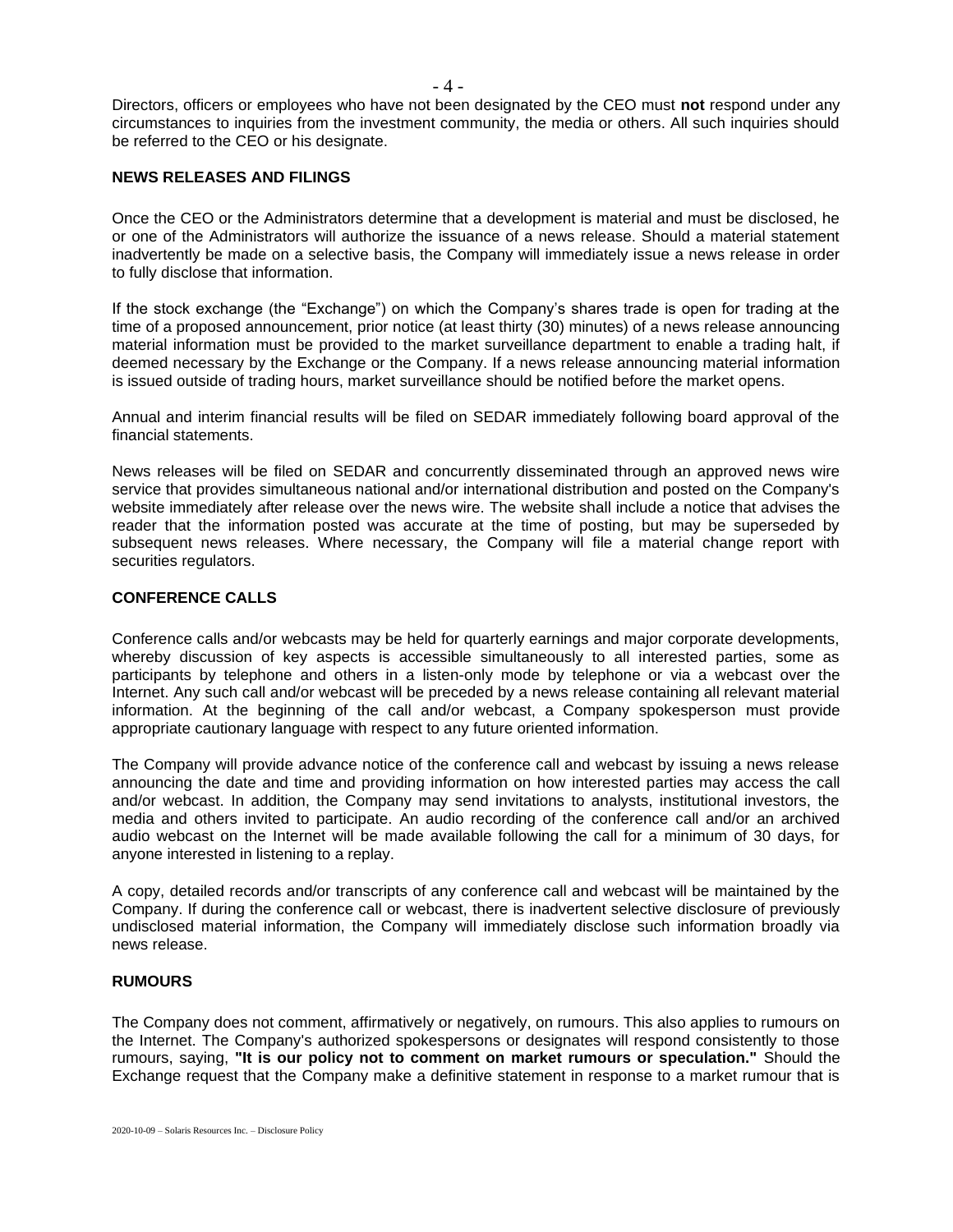Directors, officers or employees who have not been designated by the CEO must **not** respond under any circumstances to inquiries from the investment community, the media or others. All such inquiries should be referred to the CEO or his designate.

## NEWS RELEASES AND FILINGS

Once the CEO or the Administrators determine that a development is material and must be disclosed, he or one of the Administrators will authorize the issuance of a news release. Should a material statement inadvertently be made on a selective basis, the Company will immediately issue a news release in order to fully disclose that information.

If the stock exchange (the "Exchange") on which the Company's shares trade is open for trading at the time of a proposed announcement, prior notice (at least thirty (30) minutes) of a news release announcing material information must be provided to the market surveillance department to enable a trading halt, if deemed necessary by the Exchange or the Company. If a news release announcing material information is issued outside of trading hours, market surveillance should be notified before the market opens.

Annual and interim financial results will be filed on SEDAR immediately following board approval of the financial statements.

News releases will be filed on SEDAR and concurrently disseminated through an approved news wire service that provides simultaneous national and/or international distribution and posted on the Company's website immediately after release over the news wire. The website shall include a notice that advises the reader that the information posted was accurate at the time of posting, but may be superseded by subsequent news releases. Where necessary, the Company will file a material change report with securities regulators.

## CONFERENCE CALLS

Conference calls and/or webcasts may be held for quarterly earnings and major corporate developments, whereby discussion of key aspects is accessible simultaneously to all interested parties, some as participants by telephone and others in a listen-only mode by telephone or via a webcast over the Internet. Any such call and/or webcast will be preceded by a news release containing all relevant material information. At the beginning of the call and/or webcast, a Company spokesperson must provide appropriate cautionary language with respect to any future oriented information.

The Company will provide advance notice of the conference call and webcast by issuing a news release announcing the date and time and providing information on how interested parties may access the call and/or webcast. In addition, the Company may send invitations to analysts, institutional investors, the media and others invited to participate. An audio recording of the conference call and/or an archived audio webcast on the Internet will be made available following the call for a minimum of 30 days, for anyone interested in listening to a replay.

A copy, detailed records and/or transcripts of any conference call and webcast will be maintained by the Company. If during the conference call or webcast, there is inadvertent selective disclosure of previously undisclosed material information, the Company will immediately disclose such information broadly via news release.

## RUMOURS

The Company does not comment, affirmatively or negatively, on rumours. This also applies to rumours on the Internet. The Company's authorized spokespersons or designates will respond consistently to those rumours, saying, **"It is our policy not to comment on market rumours or speculation."** Should the Exchange request that the Company make a definitive statement in response to a market rumour that is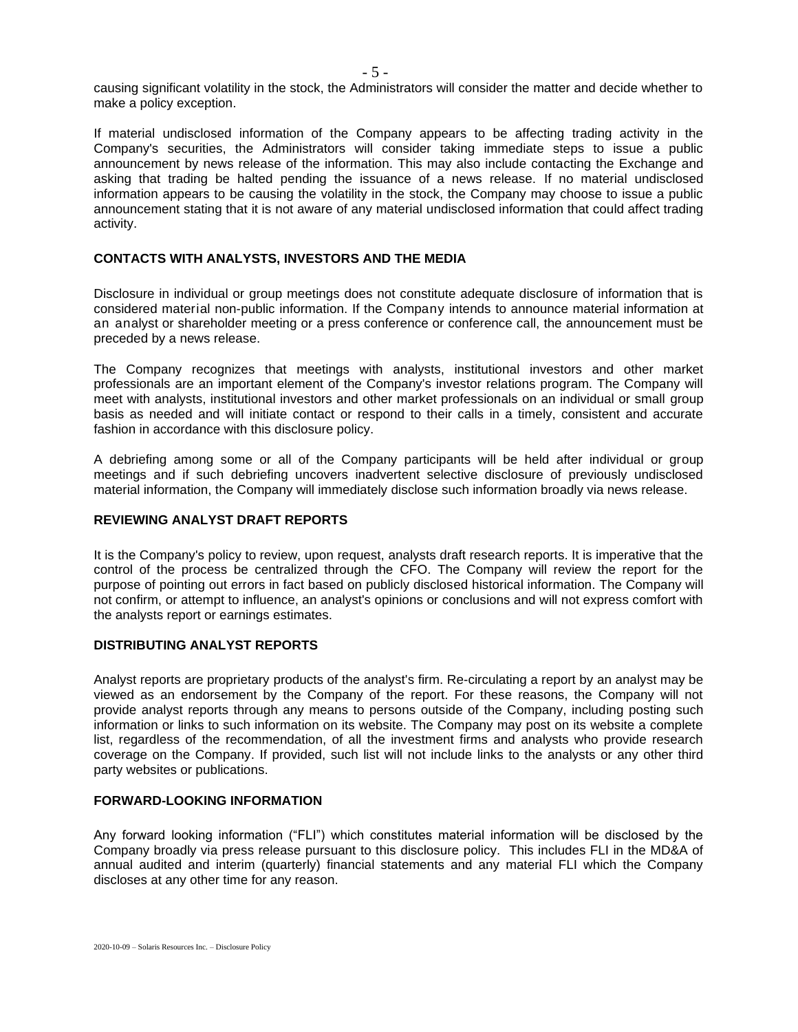causing significant volatility in the stock, the Administrators will consider the matter and decide whether to make a policy exception.

If material undisclosed information of the Company appears to be affecting trading activity in the Company's securities, the Administrators will consider taking immediate steps to issue a public announcement by news release of the information. This may also include contacting the Exchange and asking that trading be halted pending the issuance of a news release. If no material undisclosed information appears to be causing the volatility in the stock, the Company may choose to issue a public announcement stating that it is not aware of any material undisclosed information that could affect trading activity.

## CONTACTS WITH ANALYSTS, INVESTORS AND THE MEDIA

Disclosure in individual or group meetings does not constitute adequate disclosure of information that is considered material non-public information. If the Company intends to announce material information at an analyst or shareholder meeting or a press conference or conference call, the announcement must be preceded by a news release.

The Company recognizes that meetings with analysts, institutional investors and other market professionals are an important element of the Company's investor relations program. The Company will meet with analysts, institutional investors and other market professionals on an individual or small group basis as needed and will initiate contact or respond to their calls in a timely, consistent and accurate fashion in accordance with this disclosure policy.

A debriefing among some or all of the Company participants will be held after individual or group meetings and if such debriefing uncovers inadvertent selective disclosure of previously undisclosed material information, the Company will immediately disclose such information broadly via news release.

## REVIEWING ANALYST DRAFT REPORTS

It is the Company's policy to review, upon request, analysts draft research reports. It is imperative that the control of the process be centralized through the CFO. The Company will review the report for the purpose of pointing out errors in fact based on publicly disclosed historical information. The Company will not confirm, or attempt to influence, an analyst's opinions or conclusions and will not express comfort with the analysts report or earnings estimates.

## DISTRIBUTING ANALYST REPORTS

Analyst reports are proprietary products of the analyst's firm. Re-circulating a report by an analyst may be viewed as an endorsement by the Company of the report. For these reasons, the Company will not provide analyst reports through any means to persons outside of the Company, including posting such information or links to such information on its website. The Company may post on its website a complete list, regardless of the recommendation, of all the investment firms and analysts who provide research coverage on the Company. If provided, such list will not include links to the analysts or any other third party websites or publications.

## FORWARD-LOOKING INFORMATION

Any forward looking information ("FLI") which constitutes material information will be disclosed by the Company broadly via press release pursuant to this disclosure policy. This includes FLI in the MD&A of annual audited and interim (quarterly) financial statements and any material FLI which the Company discloses at any other time for any reason.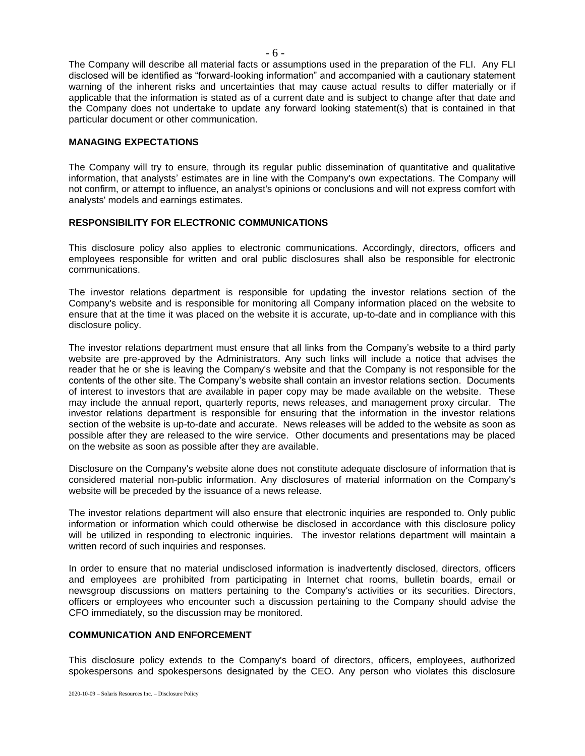The Company will describe all material facts or assumptions used in the preparation of the FLI. Any FLI disclosed will be identified as "forward-looking information" and accompanied with a cautionary statement warning of the inherent risks and uncertainties that may cause actual results to differ materially or if applicable that the information is stated as of a current date and is subject to change after that date and the Company does not undertake to update any forward looking statement(s) that is contained in that particular document or other communication.

## MANAGING EXPECTATIONS

The Company will try to ensure, through its regular public dissemination of quantitative and qualitative information, that analysts' estimates are in line with the Company's own expectations. The Company will not confirm, or attempt to influence, an analyst's opinions or conclusions and will not express comfort with analysts' models and earnings estimates.

## RESPONSIBILITY FOR ELECTRONIC COMMUNICATIONS

This disclosure policy also applies to electronic communications. Accordingly, directors, officers and employees responsible for written and oral public disclosures shall also be responsible for electronic communications.

The investor relations department is responsible for updating the investor relations section of the Company's website and is responsible for monitoring all Company information placed on the website to ensure that at the time it was placed on the website it is accurate, up-to-date and in compliance with this disclosure policy.

The investor relations department must ensure that all links from the Company's website to a third party website are pre-approved by the Administrators. Any such links will include a notice that advises the reader that he or she is leaving the Company's website and that the Company is not responsible for the contents of the other site. The Company's website shall contain an investor relations section. Documents of interest to investors that are available in paper copy may be made available on the website. These may include the annual report, quarterly reports, news releases, and management proxy circular. The investor relations department is responsible for ensuring that the information in the investor relations section of the website is up-to-date and accurate. News releases will be added to the website as soon as possible after they are released to the wire service. Other documents and presentations may be placed on the website as soon as possible after they are available.

Disclosure on the Company's website alone does not constitute adequate disclosure of information that is considered material non-public information. Any disclosures of material information on the Company's website will be preceded by the issuance of a news release.

The investor relations department will also ensure that electronic inquiries are responded to. Only public information or information which could otherwise be disclosed in accordance with this disclosure policy will be utilized in responding to electronic inquiries. The investor relations department will maintain a written record of such inquiries and responses.

In order to ensure that no material undisclosed information is inadvertently disclosed, directors, officers and employees are prohibited from participating in Internet chat rooms, bulletin boards, email or newsgroup discussions on matters pertaining to the Company's activities or its securities. Directors, officers or employees who encounter such a discussion pertaining to the Company should advise the CFO immediately, so the discussion may be monitored.

## COMMUNICATION AND ENFORCEMENT

This disclosure policy extends to the Company's board of directors, officers, employees, authorized spokespersons and spokespersons designated by the CEO. Any person who violates this disclosure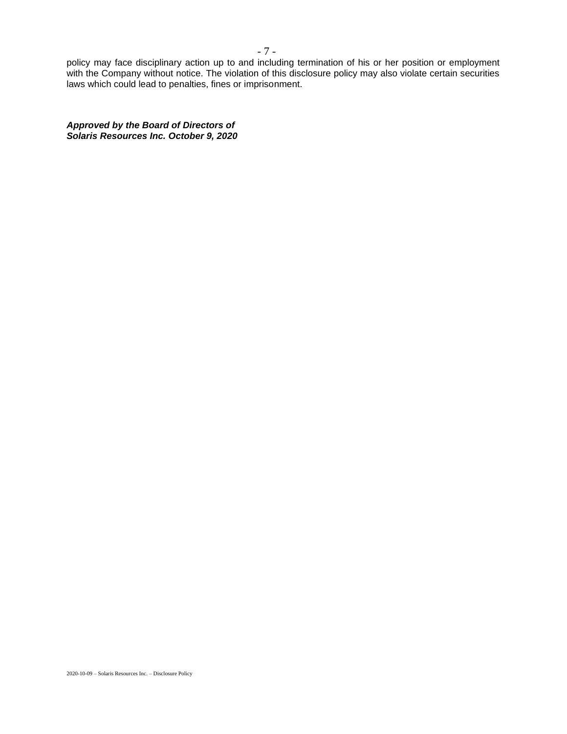policy may face disciplinary action up to and including termination of his or her position or employment with the Company without notice. The violation of this disclosure policy may also violate certain securities laws which could lead to penalties, fines or imprisonment.

***Approved by the Board of Directors of Solaris Resources Inc. October 9, 2020***